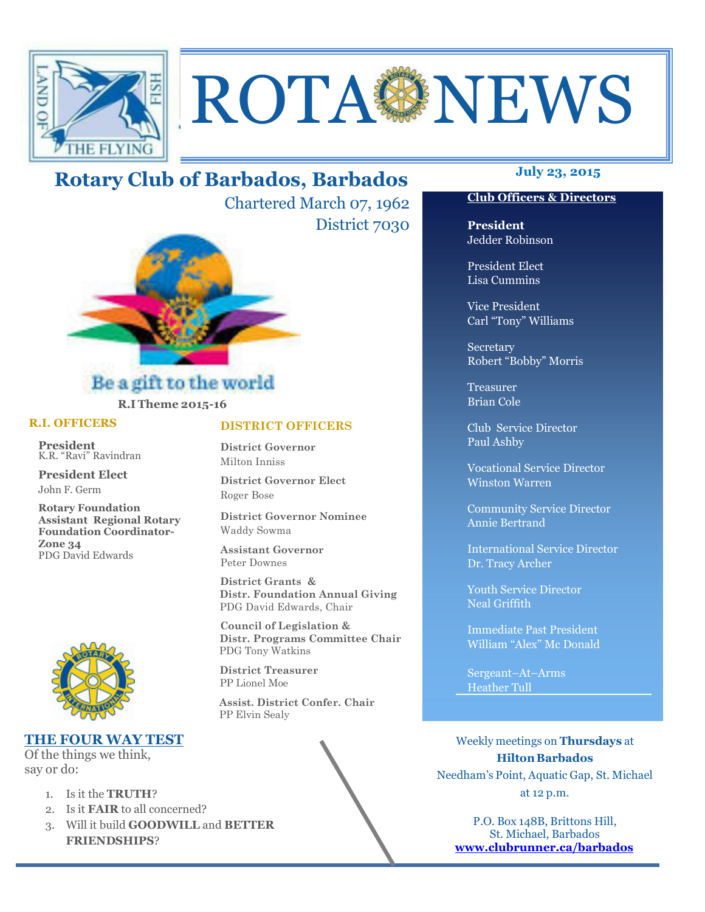# ROTA NEWS

## Rotary Club of Barbados, Barbados

Chartered March 07, 1962

District 7030

July 23, 2015

Be a gift to the world

**R.I Theme 2015-16**

### R.I. OFFICERS

**President**
K.R. "Ravi" Ravindran

**President Elect**
John F. Germ

**Rotary Foundation Assistant Regional Rotary Foundation Coordinator- Zone 34**
PDG David Edwards

### DISTRICT OFFICERS

**District Governor**
Milton Inniss

**District Governor Elect**
Roger Bose

**District Governor Nominee**
Waddy Sowma

**Assistant Governor**
Peter Downes

**District Grants & Distr. Foundation Annual Giving**
PDG David Edwards, Chair

**Council of Legislation & Distr. Programs Committee Chair**
PDG Tony Watkins

**District Treasurer**
PP Lionel Moe

**Assist. District Confer. Chair**
PP Elvin Sealy

### Club Officers & Directors

**President**
Jedder Robinson

President Elect
Lisa Cummins

Vice President
Carl "Tony" Williams

Secretary
Robert "Bobby" Morris

Treasurer
Brian Cole

Club Service Director
Paul Ashby

Vocational Service Director
Winston Warren

Community Service Director
Annie Bertrand

International Service Director
Dr. Tracy Archer

Youth Service Director
Neal Griffith

Immediate Past President
William "Alex" Mc Donald

Sergeant–At–Arms
Heather Tull

### THE FOUR WAY TEST

Of the things we think, say or do:

1. Is it the **TRUTH**?
2. Is it **FAIR** to all concerned?
3. Will it build **GOODWILL** and **BETTER FRIENDSHIPS**?

Weekly meetings on **Thursdays** at **Hilton Barbados**
Needham's Point, Aquatic Gap, St. Michael
at 12 p.m.

P.O. Box 148B, Brittons Hill,
St. Michael, Barbados
**www.clubrunner.ca/barbados**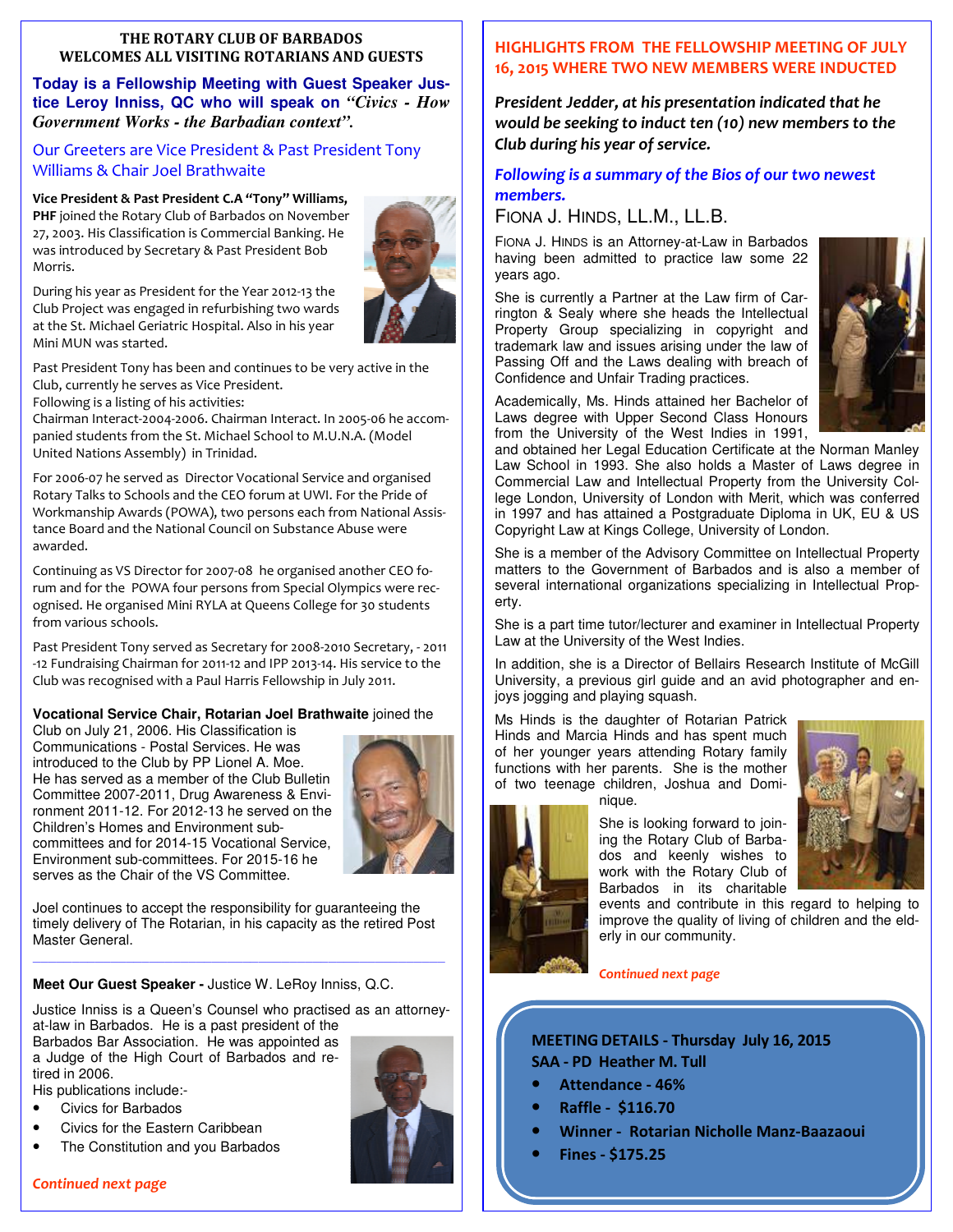**THE ROTARY CLUB OF BARBADOS**
**WELCOMES ALL VISITING ROTARIANS AND GUESTS**

**Today is a Fellowship Meeting with Guest Speaker Justice Leroy Inniss, QC who will speak on *"Civics - How Government Works - the Barbadian context"*.**

Our Greeters are Vice President & Past President Tony Williams & Chair Joel Brathwaite

**Vice President & Past President C.A "Tony" Williams, PHF** joined the Rotary Club of Barbados on November 27, 2003. His Classification is Commercial Banking. He was introduced by Secretary & Past President Bob Morris.

During his year as President for the Year 2012-13 the Club Project was engaged in refurbishing two wards at the St. Michael Geriatric Hospital. Also in his year Mini MUN was started.

Past President Tony has been and continues to be very active in the Club, currently he serves as Vice President.
Following is a listing of his activities:
Chairman Interact-2004-2006. Chairman Interact. In 2005-06 he accompanied students from the St. Michael School to M.U.N.A. (Model United Nations Assembly) in Trinidad.

For 2006-07 he served as Director Vocational Service and organised Rotary Talks to Schools and the CEO forum at UWI. For the Pride of Workmanship Awards (POWA), two persons each from National Assistance Board and the National Council on Substance Abuse were awarded.

Continuing as VS Director for 2007-08 he organised another CEO forum and for the POWA four persons from Special Olympics were recognised. He organised Mini RYLA at Queens College for 30 students from various schools.

Past President Tony served as Secretary for 2008-2010 Secretary, - 2011 -12 Fundraising Chairman for 2011-12 and IPP 2013-14. His service to the Club was recognised with a Paul Harris Fellowship in July 2011.

**Vocational Service Chair, Rotarian Joel Brathwaite** joined the Club on July 21, 2006. His Classification is Communications - Postal Services. He was introduced to the Club by PP Lionel A. Moe. He has served as a member of the Club Bulletin Committee 2007-2011, Drug Awareness & Environment 2011-12. For 2012-13 he served on the Children's Homes and Environment sub-committees and for 2014-15 Vocational Service, Environment sub-committees. For 2015-16 he serves as the Chair of the VS Committee.

Joel continues to accept the responsibility for guaranteeing the timely delivery of The Rotarian, in his capacity as the retired Post Master General.

---

**Meet Our Guest Speaker -** Justice W. LeRoy Inniss, Q.C.

Justice Inniss is a Queen's Counsel who practised as an attorney-at-law in Barbados. He is a past president of the Barbados Bar Association. He was appointed as a Judge of the High Court of Barbados and retired in 2006.
His publications include:-

- Civics for Barbados
- Civics for the Eastern Caribbean
- The Constitution and you Barbados

*Continued next page*

## HIGHLIGHTS FROM THE FELLOWSHIP MEETING OF JULY 16, 2015 WHERE TWO NEW MEMBERS WERE INDUCTED

***President Jedder, at his presentation indicated that he would be seeking to induct ten (10) new members to the Club during his year of service.***

***Following is a summary of the Bios of our two newest members.***

### FIONA J. HINDS, LL.M., LL.B.

FIONA J. HINDS is an Attorney-at-Law in Barbados having been admitted to practice law some 22 years ago.

She is currently a Partner at the Law firm of Carrington & Sealy where she heads the Intellectual Property Group specializing in copyright and trademark law and issues arising under the law of Passing Off and the Laws dealing with breach of Confidence and Unfair Trading practices.

Academically, Ms. Hinds attained her Bachelor of Laws degree with Upper Second Class Honours from the University of the West Indies in 1991, and obtained her Legal Education Certificate at the Norman Manley Law School in 1993. She also holds a Master of Laws degree in Commercial Law and Intellectual Property from the University College London, University of London with Merit, which was conferred in 1997 and has attained a Postgraduate Diploma in UK, EU & US Copyright Law at Kings College, University of London.

She is a member of the Advisory Committee on Intellectual Property matters to the Government of Barbados and is also a member of several international organizations specializing in Intellectual Property.

She is a part time tutor/lecturer and examiner in Intellectual Property Law at the University of the West Indies.

In addition, she is a Director of Bellairs Research Institute of McGill University, a previous girl guide and an avid photographer and enjoys jogging and playing squash.

Ms Hinds is the daughter of Rotarian Patrick Hinds and Marcia Hinds and has spent much of her younger years attending Rotary family functions with her parents. She is the mother of two teenage children, Joshua and Dominique.

She is looking forward to joining the Rotary Club of Barbados and keenly wishes to work with the Rotary Club of Barbados in its charitable events and contribute in this regard to helping to improve the quality of living of children and the elderly in our community.

*Continued next page*

**MEETING DETAILS - Thursday July 16, 2015**
**SAA - PD Heather M. Tull**

- **Attendance - 46%**
- **Raffle - $116.70**
- **Winner - Rotarian Nicholle Manz-Baazaoui**
- **Fines - $175.25**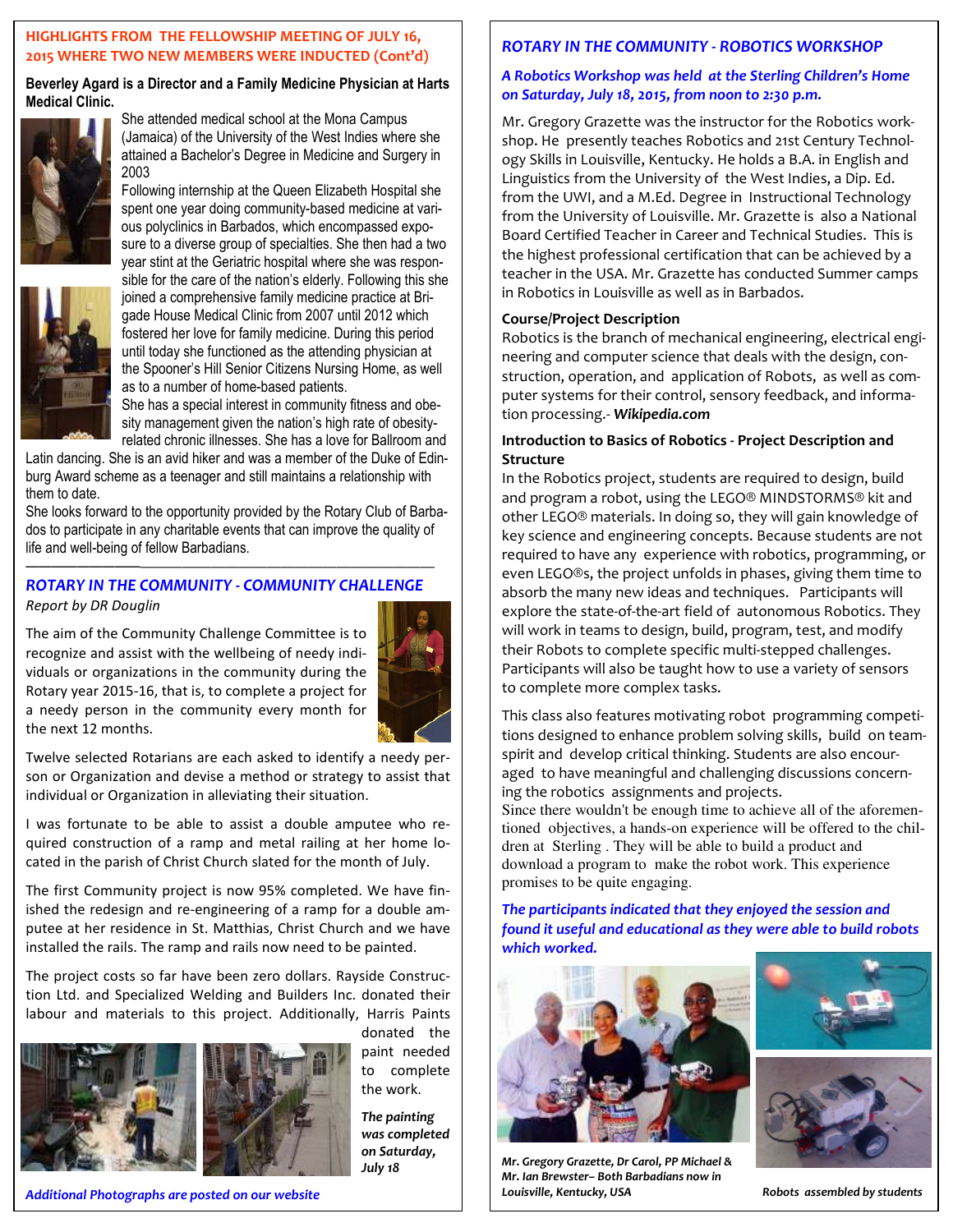## HIGHLIGHTS FROM THE FELLOWSHIP MEETING OF JULY 16, 2015 WHERE TWO NEW MEMBERS WERE INDUCTED (Cont'd)

**Beverley Agard is a Director and a Family Medicine Physician at Harts Medical Clinic.**

She attended medical school at the Mona Campus (Jamaica) of the University of the West Indies where she attained a Bachelor's Degree in Medicine and Surgery in 2003

Following internship at the Queen Elizabeth Hospital she spent one year doing community-based medicine at various polyclinics in Barbados, which encompassed exposure to a diverse group of specialties. She then had a two year stint at the Geriatric hospital where she was responsible for the care of the nation's elderly. Following this she joined a comprehensive family medicine practice at Brigade House Medical Clinic from 2007 until 2012 which fostered her love for family medicine. During this period until today she functioned as the attending physician at the Spooner's Hill Senior Citizens Nursing Home, as well as to a number of home-based patients.

She has a special interest in community fitness and obesity management given the nation's high rate of obesity-related chronic illnesses. She has a love for Ballroom and Latin dancing. She is an avid hiker and was a member of the Duke of Edinburg Award scheme as a teenager and still maintains a relationship with them to date.

She looks forward to the opportunity provided by the Rotary Club of Barbados to participate in any charitable events that can improve the quality of life and well-being of fellow Barbadians.

---

## ROTARY IN THE COMMUNITY - COMMUNITY CHALLENGE

*Report by DR Douglin*

The aim of the Community Challenge Committee is to recognize and assist with the wellbeing of needy individuals or organizations in the community during the Rotary year 2015-16, that is, to complete a project for a needy person in the community every month for the next 12 months.

Twelve selected Rotarians are each asked to identify a needy person or Organization and devise a method or strategy to assist that individual or Organization in alleviating their situation.

I was fortunate to be able to assist a double amputee who required construction of a ramp and metal railing at her home located in the parish of Christ Church slated for the month of July.

The first Community project is now 95% completed. We have finished the redesign and re-engineering of a ramp for a double amputee at her residence in St. Matthias, Christ Church and we have installed the rails. The ramp and rails now need to be painted.

The project costs so far have been zero dollars. Rayside Construction Ltd. and Specialized Welding and Builders Inc. donated their labour and materials to this project. Additionally, Harris Paints donated the paint needed to complete the work.

***The painting was completed on Saturday, July 18***

*Additional Photographs are posted on our website*

## ROTARY IN THE COMMUNITY - ROBOTICS WORKSHOP

***A Robotics Workshop was held at the Sterling Children's Home on Saturday, July 18, 2015, from noon to 2:30 p.m.***

Mr. Gregory Grazette was the instructor for the Robotics workshop. He presently teaches Robotics and 21st Century Technology Skills in Louisville, Kentucky. He holds a B.A. in English and Linguistics from the University of the West Indies, a Dip. Ed. from the UWI, and a M.Ed. Degree in Instructional Technology from the University of Louisville. Mr. Grazette is also a National Board Certified Teacher in Career and Technical Studies. This is the highest professional certification that can be achieved by a teacher in the USA. Mr. Grazette has conducted Summer camps in Robotics in Louisville as well as in Barbados.

**Course/Project Description**

Robotics is the branch of mechanical engineering, electrical engineering and computer science that deals with the design, construction, operation, and application of Robots, as well as computer systems for their control, sensory feedback, and information processing.- ***Wikipedia.com***

**Introduction to Basics of Robotics - Project Description and Structure**

In the Robotics project, students are required to design, build and program a robot, using the LEGO® MINDSTORMS® kit and other LEGO® materials. In doing so, they will gain knowledge of key science and engineering concepts. Because students are not required to have any experience with robotics, programming, or even LEGO®s, the project unfolds in phases, giving them time to absorb the many new ideas and techniques. Participants will explore the state-of-the-art field of autonomous Robotics. They will work in teams to design, build, program, test, and modify their Robots to complete specific multi-stepped challenges. Participants will also be taught how to use a variety of sensors to complete more complex tasks.

This class also features motivating robot programming competitions designed to enhance problem solving skills, build on team-spirit and develop critical thinking. Students are also encouraged to have meaningful and challenging discussions concerning the robotics assignments and projects.

Since there wouldn't be enough time to achieve all of the aforementioned objectives, a hands-on experience will be offered to the children at Sterling . They will be able to build a product and download a program to make the robot work. This experience promises to be quite engaging.

***The participants indicated that they enjoyed the session and found it useful and educational as they were able to build robots which worked.***

*Mr. Gregory Grazette, Dr Carol, PP Michael & Mr. Ian Brewster– Both Barbadians now in Louisville, Kentucky, USA*

*Robots assembled by students*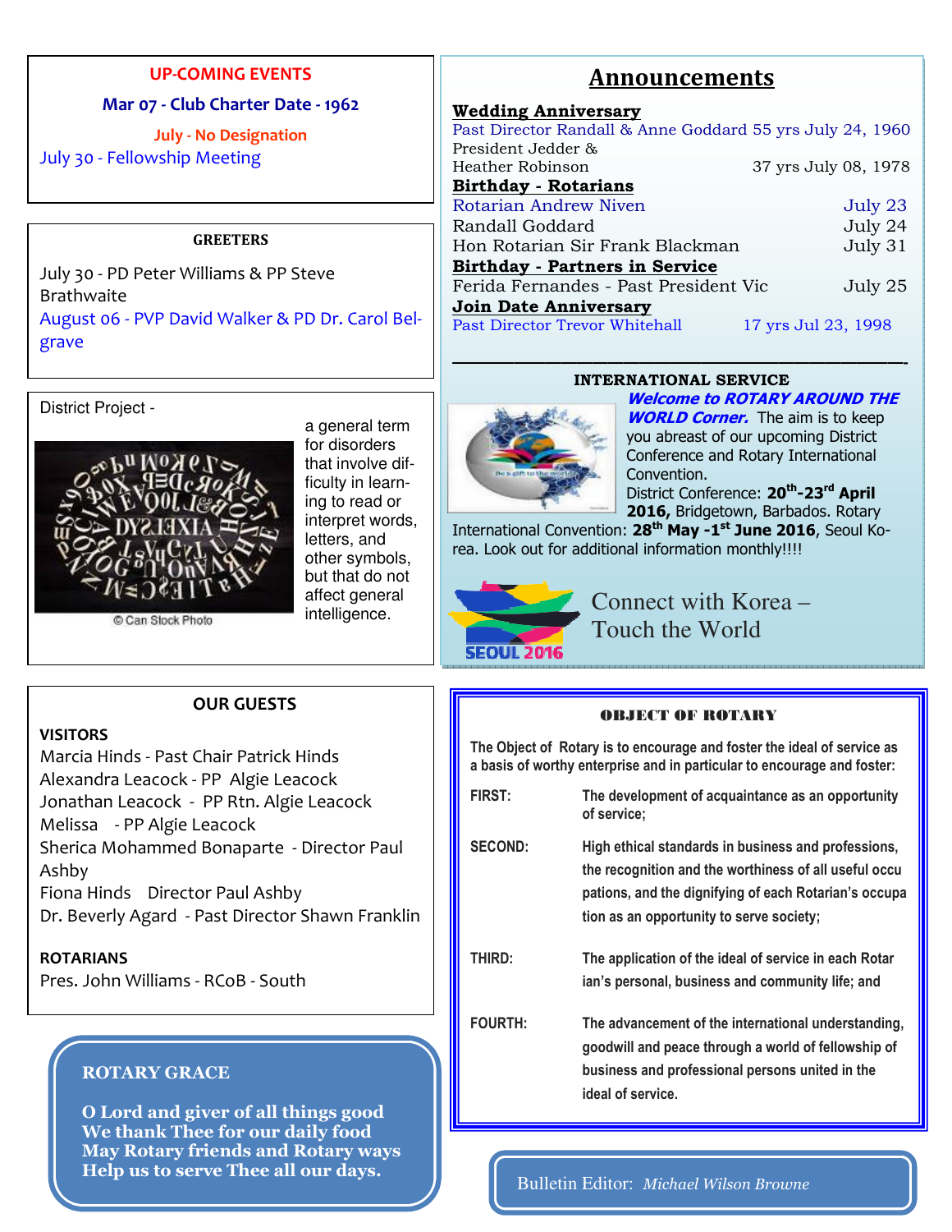**UP-COMING EVENTS**

**Mar 07 - Club Charter Date - 1962**

**July - No Designation**

July 30 - Fellowship Meeting

**GREETERS**

July 30 - PD Peter Williams & PP Steve Brathwaite

August 06 - PVP David Walker & PD Dr. Carol Belgrave

District Project -

a general term for disorders that involve difficulty in learning to read or interpret words, letters, and other symbols, but that do not affect general intelligence.

© Can Stock Photo

**OUR GUESTS**

**VISITORS**

Marcia Hinds - Past Chair Patrick Hinds
Alexandra Leacock - PP Algie Leacock
Jonathan Leacock - PP Rtn. Algie Leacock
Melissa - PP Algie Leacock
Sherica Mohammed Bonaparte - Director Paul Ashby
Fiona Hinds Director Paul Ashby
Dr. Beverly Agard - Past Director Shawn Franklin

**ROTARIANS**

Pres. John Williams - RCoB - South

**ROTARY GRACE**

**O Lord and giver of all things good**
**We thank Thee for our daily food**
**May Rotary friends and Rotary ways**
**Help us to serve Thee all our days.**

# Announcements

**Wedding Anniversary**

Past Director Randall & Anne Goddard 55 yrs July 24, 1960
President Jedder & Heather Robinson 37 yrs July 08, 1978

**Birthday - Rotarians**

Rotarian Andrew Niven July 23
Randall Goddard July 24
Hon Rotarian Sir Frank Blackman July 31

**Birthday - Partners in Service**

Ferida Fernandes - Past President Vic July 25

**Join Date Anniversary**

Past Director Trevor Whitehall 17 yrs Jul 23, 1998

**INTERNATIONAL SERVICE**

***Welcome to ROTARY AROUND THE WORLD Corner.*** The aim is to keep you abreast of our upcoming District Conference and Rotary International Convention.

District Conference: **20th-23rd April 2016,** Bridgetown, Barbados. Rotary International Convention: **28th May -1st June 2016**, Seoul Korea. Look out for additional information monthly!!!!

SEOUL 2016

Connect with Korea – Touch the World

**OBJECT OF ROTARY**

**The Object of Rotary is to encourage and foster the ideal of service as a basis of worthy enterprise and in particular to encourage and foster:**

**FIRST:** The development of acquaintance as an opportunity of service;

**SECOND:** High ethical standards in business and professions, the recognition and the worthiness of all useful occupations, and the dignifying of each Rotarian's occupation as an opportunity to serve society;

**THIRD:** The application of the ideal of service in each Rotarian's personal, business and community life; and

**FOURTH:** The advancement of the international understanding, goodwill and peace through a world of fellowship of business and professional persons united in the ideal of service.

Bulletin Editor: *Michael Wilson Browne*